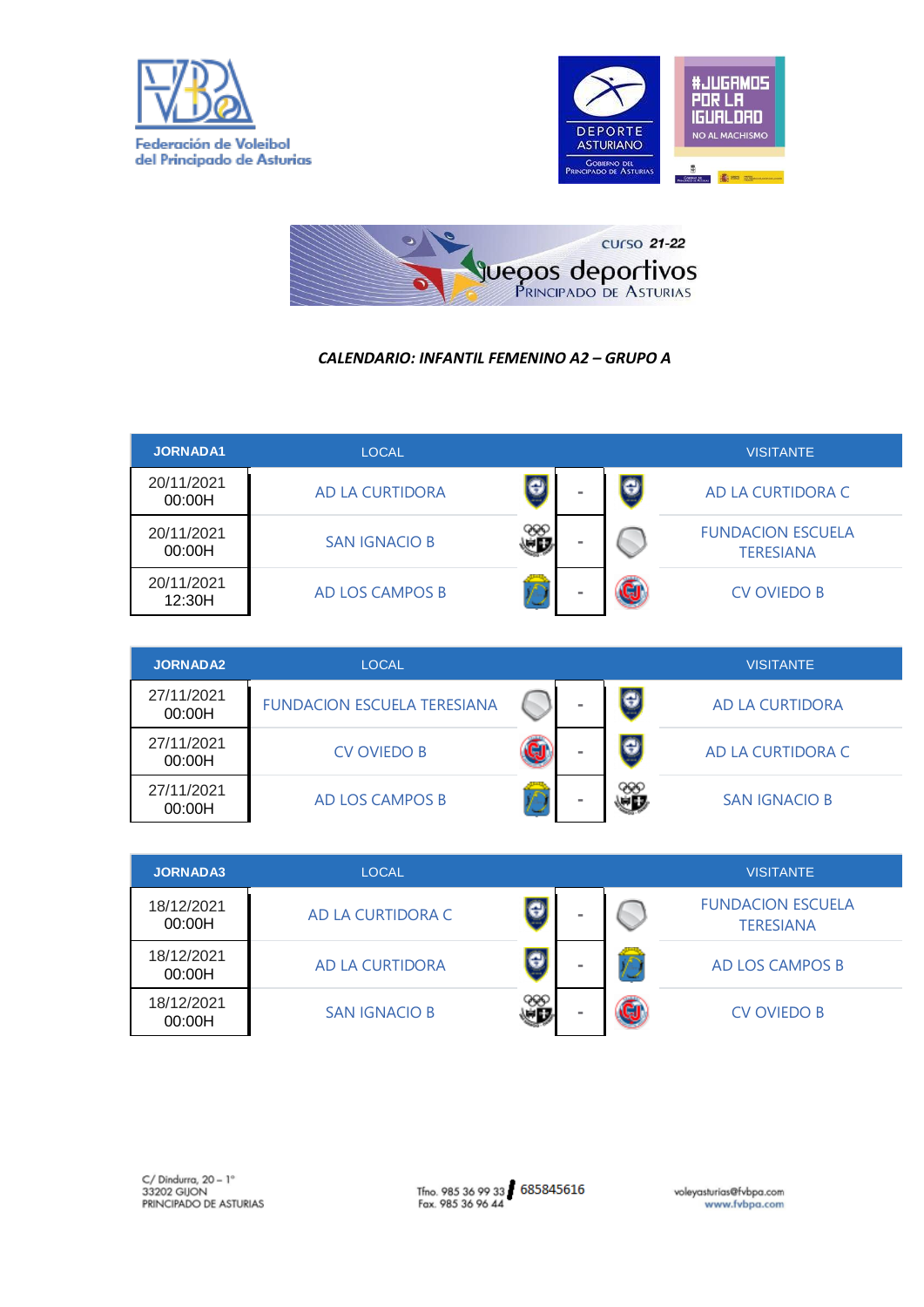Federación de Voleibol del Principado de Asturias

DEPORTE ASTURIANO
Gobierno del Principado de Asturias

#JUGAMOS POR LA IGUALDAD
NO AL MACHISMO

curso 21-22
juegos deportivos
Principado de Asturias

***CALENDARIO: INFANTIL FEMENINO A2 – GRUPO A***

| JORNADA1 | LOCAL | | VISITANTE |
|---|---|---|---|
| 20/11/2021 00:00H | AD LA CURTIDORA | - | AD LA CURTIDORA C |
| 20/11/2021 00:00H | SAN IGNACIO B | - | FUNDACION ESCUELA TERESIANA |
| 20/11/2021 12:30H | AD LOS CAMPOS B | - | CV OVIEDO B |

| JORNADA2 | LOCAL | | VISITANTE |
|---|---|---|---|
| 27/11/2021 00:00H | FUNDACION ESCUELA TERESIANA | - | AD LA CURTIDORA |
| 27/11/2021 00:00H | CV OVIEDO B | - | AD LA CURTIDORA C |
| 27/11/2021 00:00H | AD LOS CAMPOS B | - | SAN IGNACIO B |

| JORNADA3 | LOCAL | | VISITANTE |
|---|---|---|---|
| 18/12/2021 00:00H | AD LA CURTIDORA C | - | FUNDACION ESCUELA TERESIANA |
| 18/12/2021 00:00H | AD LA CURTIDORA | - | AD LOS CAMPOS B |
| 18/12/2021 00:00H | SAN IGNACIO B | - | CV OVIEDO B |

C/ Dindurra, 20 – 1º
33202 GIJON
PRINCIPADO DE ASTURIAS

Tfno. 985 36 99 33 685845616
Fax. 985 36 96 44

voleyasturias@fvbpa.com
www.fvbpa.com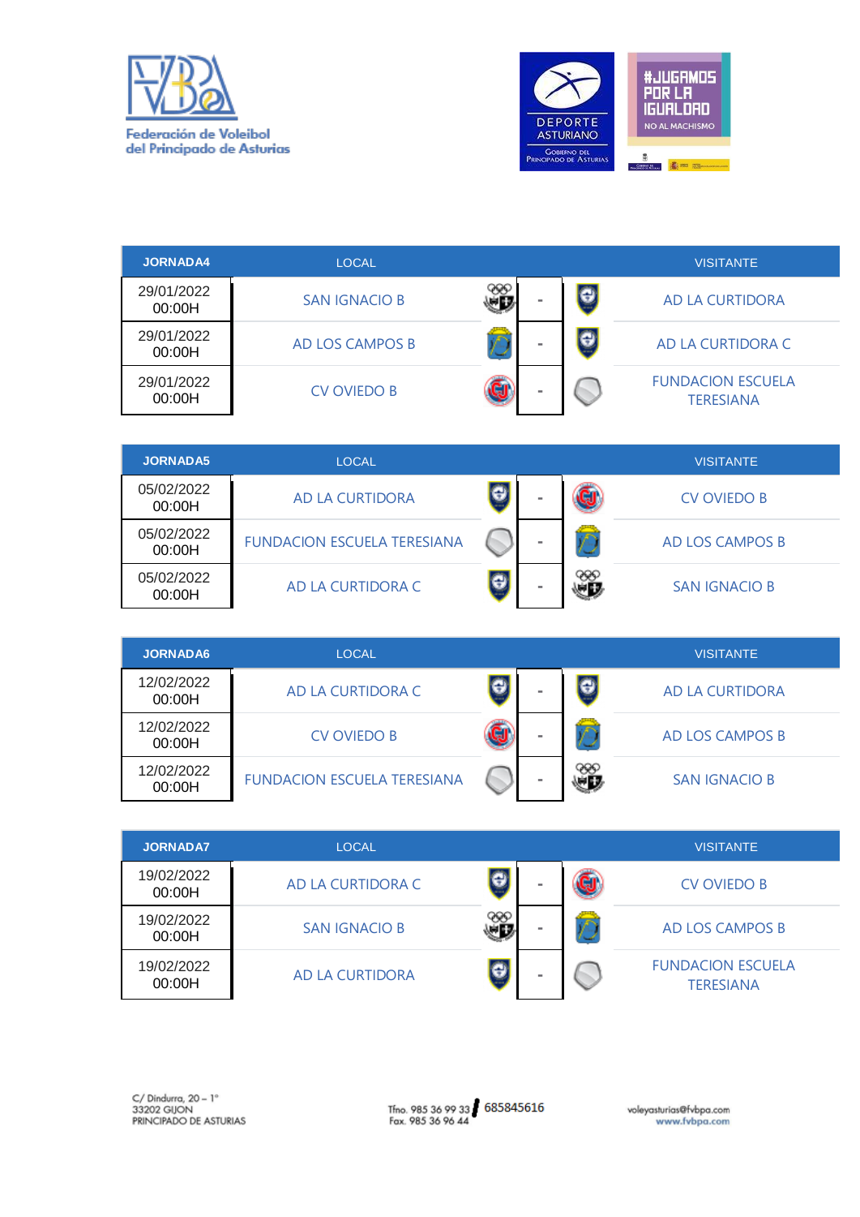Federación de Voleibol del Principado de Asturias

| JORNADA4 | LOCAL | | VISITANTE |
|---|---|---|---|
| 29/01/2022 00:00H | SAN IGNACIO B | - | AD LA CURTIDORA |
| 29/01/2022 00:00H | AD LOS CAMPOS B | - | AD LA CURTIDORA C |
| 29/01/2022 00:00H | CV OVIEDO B | - | FUNDACION ESCUELA TERESIANA |

| JORNADA5 | LOCAL | | VISITANTE |
|---|---|---|---|
| 05/02/2022 00:00H | AD LA CURTIDORA | - | CV OVIEDO B |
| 05/02/2022 00:00H | FUNDACION ESCUELA TERESIANA | - | AD LOS CAMPOS B |
| 05/02/2022 00:00H | AD LA CURTIDORA C | - | SAN IGNACIO B |

| JORNADA6 | LOCAL | | VISITANTE |
|---|---|---|---|
| 12/02/2022 00:00H | AD LA CURTIDORA C | - | AD LA CURTIDORA |
| 12/02/2022 00:00H | CV OVIEDO B | - | AD LOS CAMPOS B |
| 12/02/2022 00:00H | FUNDACION ESCUELA TERESIANA | - | SAN IGNACIO B |

| JORNADA7 | LOCAL | | VISITANTE |
|---|---|---|---|
| 19/02/2022 00:00H | AD LA CURTIDORA C | - | CV OVIEDO B |
| 19/02/2022 00:00H | SAN IGNACIO B | - | AD LOS CAMPOS B |
| 19/02/2022 00:00H | AD LA CURTIDORA | - | FUNDACION ESCUELA TERESIANA |

C/ Dindurra, 20 – 1º
33202 GIJON
PRINCIPADO DE ASTURIAS

Tfno. 985 36 99 33 / 685845616
Fax. 985 36 96 44

voleyasturias@fvbpa.com
www.fvbpa.com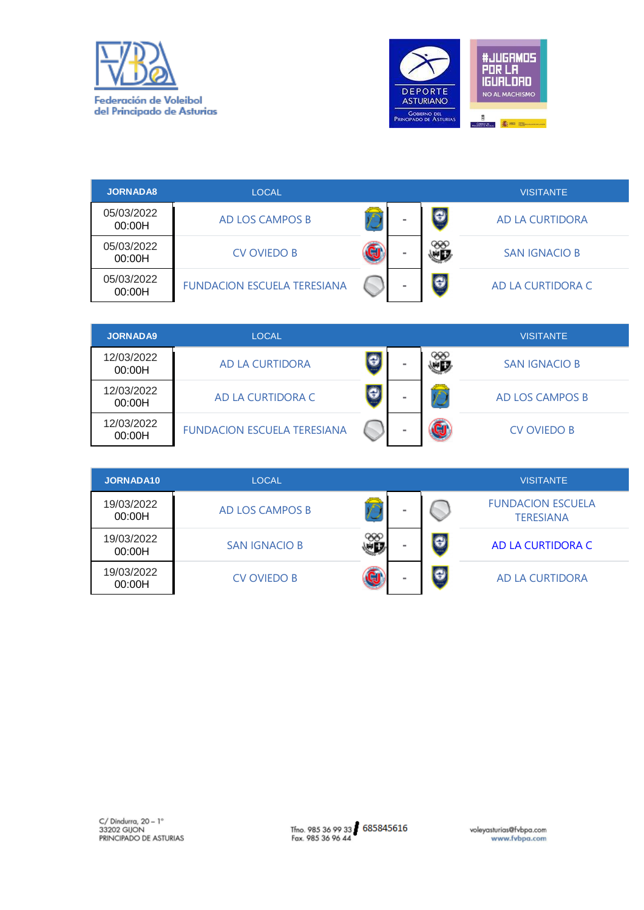| JORNADA8 | LOCAL | | VISITANTE |
| --- | --- | --- | --- |
| 05/03/2022 00:00H | AD LOS CAMPOS B | - | AD LA CURTIDORA |
| 05/03/2022 00:00H | CV OVIEDO B | - | SAN IGNACIO B |
| 05/03/2022 00:00H | FUNDACION ESCUELA TERESIANA | - | AD LA CURTIDORA C |

| JORNADA9 | LOCAL | | VISITANTE |
| --- | --- | --- | --- |
| 12/03/2022 00:00H | AD LA CURTIDORA | - | SAN IGNACIO B |
| 12/03/2022 00:00H | AD LA CURTIDORA C | - | AD LOS CAMPOS B |
| 12/03/2022 00:00H | FUNDACION ESCUELA TERESIANA | - | CV OVIEDO B |

| JORNADA10 | LOCAL | | VISITANTE |
| --- | --- | --- | --- |
| 19/03/2022 00:00H | AD LOS CAMPOS B | - | FUNDACION ESCUELA TERESIANA |
| 19/03/2022 00:00H | SAN IGNACIO B | - | AD LA CURTIDORA C |
| 19/03/2022 00:00H | CV OVIEDO B | - | AD LA CURTIDORA |